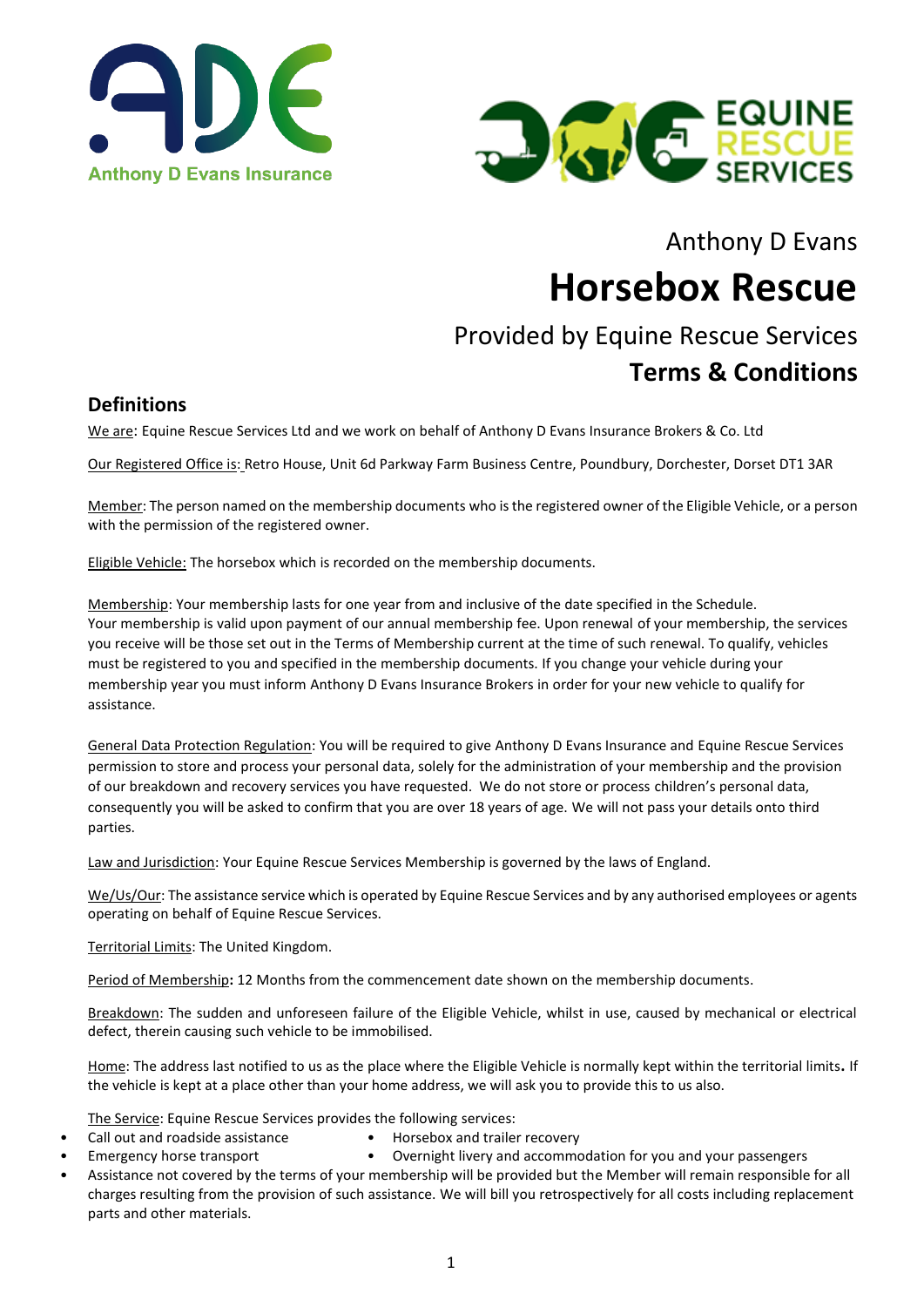Anthony D Evans Insurance

EQUINE RESCUE SERVICES

Anthony D Evans

# Horsebox Rescue

Provided by Equine Rescue Services

**Terms & Conditions**

## Definitions

We are: Equine Rescue Services Ltd and we work on behalf of Anthony D Evans Insurance Brokers & Co. Ltd

Our Registered Office is: Retro House, Unit 6d Parkway Farm Business Centre, Poundbury, Dorchester, Dorset DT1 3AR

Member: The person named on the membership documents who is the registered owner of the Eligible Vehicle, or a person with the permission of the registered owner.

Eligible Vehicle: The horsebox which is recorded on the membership documents.

Membership: Your membership lasts for one year from and inclusive of the date specified in the Schedule. Your membership is valid upon payment of our annual membership fee. Upon renewal of your membership, the services you receive will be those set out in the Terms of Membership current at the time of such renewal. To qualify, vehicles must be registered to you and specified in the membership documents. If you change your vehicle during your membership year you must inform Anthony D Evans Insurance Brokers in order for your new vehicle to qualify for assistance.

General Data Protection Regulation: You will be required to give Anthony D Evans Insurance and Equine Rescue Services permission to store and process your personal data, solely for the administration of your membership and the provision of our breakdown and recovery services you have requested. We do not store or process children's personal data, consequently you will be asked to confirm that you are over 18 years of age. We will not pass your details onto third parties.

Law and Jurisdiction: Your Equine Rescue Services Membership is governed by the laws of England.

We/Us/Our: The assistance service which is operated by Equine Rescue Services and by any authorised employees or agents operating on behalf of Equine Rescue Services.

Territorial Limits: The United Kingdom.

Period of Membership**:** 12 Months from the commencement date shown on the membership documents.

Breakdown: The sudden and unforeseen failure of the Eligible Vehicle, whilst in use, caused by mechanical or electrical defect, therein causing such vehicle to be immobilised.

Home: The address last notified to us as the place where the Eligible Vehicle is normally kept within the territorial limits**.** If the vehicle is kept at a place other than your home address, we will ask you to provide this to us also.

The Service: Equine Rescue Services provides the following services:

- Call out and roadside assistance
- Horsebox and trailer recovery
- Emergency horse transport
- Overnight livery and accommodation for you and your passengers
- Assistance not covered by the terms of your membership will be provided but the Member will remain responsible for all charges resulting from the provision of such assistance. We will bill you retrospectively for all costs including replacement parts and other materials.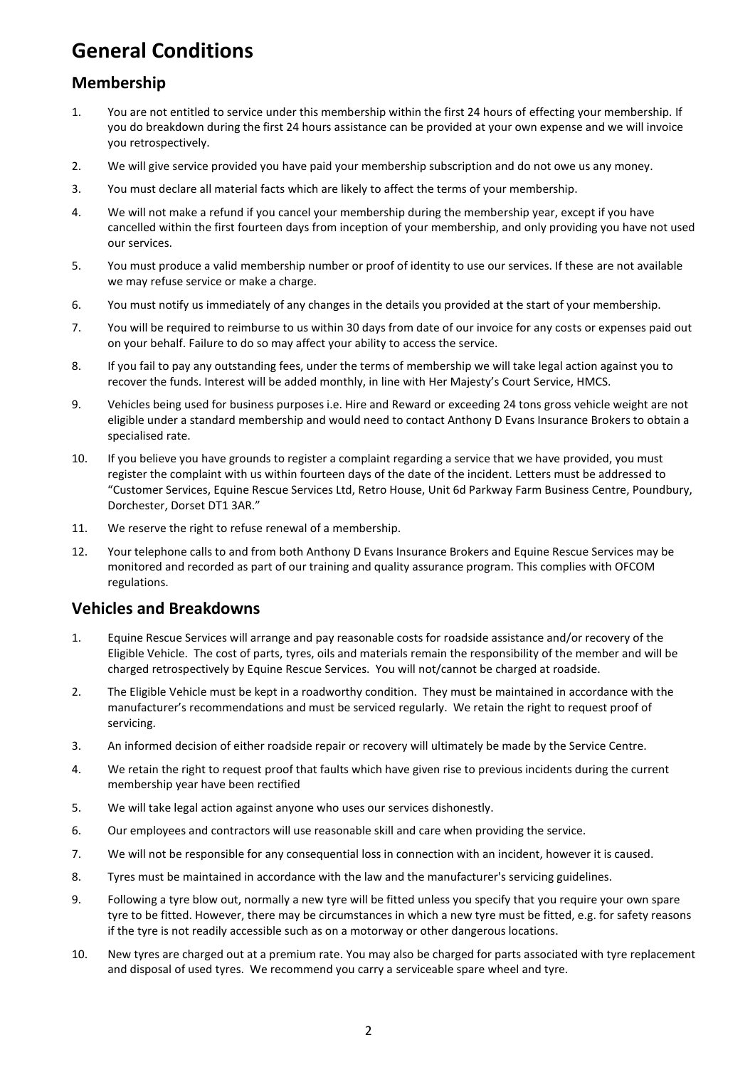# General Conditions

## Membership

1. You are not entitled to service under this membership within the first 24 hours of effecting your membership. If you do breakdown during the first 24 hours assistance can be provided at your own expense and we will invoice you retrospectively.
2. We will give service provided you have paid your membership subscription and do not owe us any money.
3. You must declare all material facts which are likely to affect the terms of your membership.
4. We will not make a refund if you cancel your membership during the membership year, except if you have cancelled within the first fourteen days from inception of your membership, and only providing you have not used our services.
5. You must produce a valid membership number or proof of identity to use our services. If these are not available we may refuse service or make a charge.
6. You must notify us immediately of any changes in the details you provided at the start of your membership.
7. You will be required to reimburse to us within 30 days from date of our invoice for any costs or expenses paid out on your behalf. Failure to do so may affect your ability to access the service.
8. If you fail to pay any outstanding fees, under the terms of membership we will take legal action against you to recover the funds. Interest will be added monthly, in line with Her Majesty's Court Service, HMCS.
9. Vehicles being used for business purposes i.e. Hire and Reward or exceeding 24 tons gross vehicle weight are not eligible under a standard membership and would need to contact Anthony D Evans Insurance Brokers to obtain a specialised rate.
10. If you believe you have grounds to register a complaint regarding a service that we have provided, you must register the complaint with us within fourteen days of the date of the incident. Letters must be addressed to "Customer Services, Equine Rescue Services Ltd, Retro House, Unit 6d Parkway Farm Business Centre, Poundbury, Dorchester, Dorset DT1 3AR."
11. We reserve the right to refuse renewal of a membership.
12. Your telephone calls to and from both Anthony D Evans Insurance Brokers and Equine Rescue Services may be monitored and recorded as part of our training and quality assurance program. This complies with OFCOM regulations.

## Vehicles and Breakdowns

1. Equine Rescue Services will arrange and pay reasonable costs for roadside assistance and/or recovery of the Eligible Vehicle. The cost of parts, tyres, oils and materials remain the responsibility of the member and will be charged retrospectively by Equine Rescue Services. You will not/cannot be charged at roadside.
2. The Eligible Vehicle must be kept in a roadworthy condition. They must be maintained in accordance with the manufacturer's recommendations and must be serviced regularly. We retain the right to request proof of servicing.
3. An informed decision of either roadside repair or recovery will ultimately be made by the Service Centre.
4. We retain the right to request proof that faults which have given rise to previous incidents during the current membership year have been rectified
5. We will take legal action against anyone who uses our services dishonestly.
6. Our employees and contractors will use reasonable skill and care when providing the service.
7. We will not be responsible for any consequential loss in connection with an incident, however it is caused.
8. Tyres must be maintained in accordance with the law and the manufacturer's servicing guidelines.
9. Following a tyre blow out, normally a new tyre will be fitted unless you specify that you require your own spare tyre to be fitted. However, there may be circumstances in which a new tyre must be fitted, e.g. for safety reasons if the tyre is not readily accessible such as on a motorway or other dangerous locations.
10. New tyres are charged out at a premium rate. You may also be charged for parts associated with tyre replacement and disposal of used tyres. We recommend you carry a serviceable spare wheel and tyre.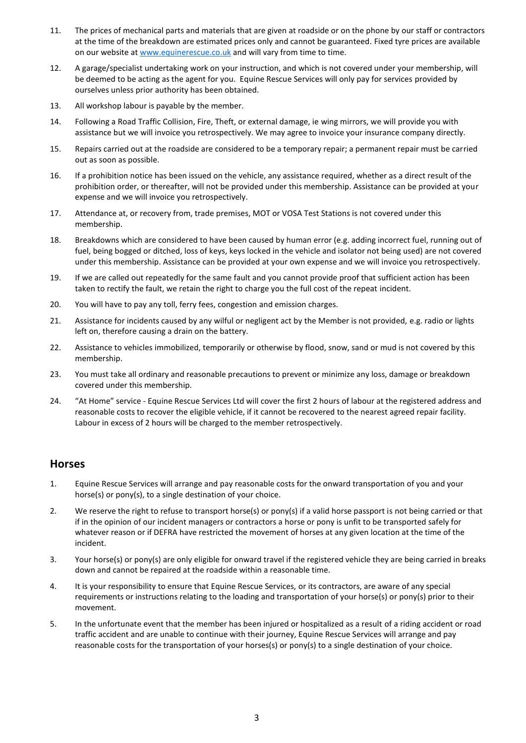11. The prices of mechanical parts and materials that are given at roadside or on the phone by our staff or contractors at the time of the breakdown are estimated prices only and cannot be guaranteed. Fixed tyre prices are available on our website at [www.equinerescue.co.uk](http://www.equinerescue.co.uk) and will vary from time to time.

12. A garage/specialist undertaking work on your instruction, and which is not covered under your membership, will be deemed to be acting as the agent for you. Equine Rescue Services will only pay for services provided by ourselves unless prior authority has been obtained.

13. All workshop labour is payable by the member.

14. Following a Road Traffic Collision, Fire, Theft, or external damage, ie wing mirrors, we will provide you with assistance but we will invoice you retrospectively. We may agree to invoice your insurance company directly.

15. Repairs carried out at the roadside are considered to be a temporary repair; a permanent repair must be carried out as soon as possible.

16. If a prohibition notice has been issued on the vehicle, any assistance required, whether as a direct result of the prohibition order, or thereafter, will not be provided under this membership. Assistance can be provided at your expense and we will invoice you retrospectively.

17. Attendance at, or recovery from, trade premises, MOT or VOSA Test Stations is not covered under this membership.

18. Breakdowns which are considered to have been caused by human error (e.g. adding incorrect fuel, running out of fuel, being bogged or ditched, loss of keys, keys locked in the vehicle and isolator not being used) are not covered under this membership. Assistance can be provided at your own expense and we will invoice you retrospectively.

19. If we are called out repeatedly for the same fault and you cannot provide proof that sufficient action has been taken to rectify the fault, we retain the right to charge you the full cost of the repeat incident.

20. You will have to pay any toll, ferry fees, congestion and emission charges.

21. Assistance for incidents caused by any wilful or negligent act by the Member is not provided, e.g. radio or lights left on, therefore causing a drain on the battery.

22. Assistance to vehicles immobilized, temporarily or otherwise by flood, snow, sand or mud is not covered by this membership.

23. You must take all ordinary and reasonable precautions to prevent or minimize any loss, damage or breakdown covered under this membership.

24. "At Home" service - Equine Rescue Services Ltd will cover the first 2 hours of labour at the registered address and reasonable costs to recover the eligible vehicle, if it cannot be recovered to the nearest agreed repair facility. Labour in excess of 2 hours will be charged to the member retrospectively.

## Horses

1. Equine Rescue Services will arrange and pay reasonable costs for the onward transportation of you and your horse(s) or pony(s), to a single destination of your choice.

2. We reserve the right to refuse to transport horse(s) or pony(s) if a valid horse passport is not being carried or that if in the opinion of our incident managers or contractors a horse or pony is unfit to be transported safely for whatever reason or if DEFRA have restricted the movement of horses at any given location at the time of the incident.

3. Your horse(s) or pony(s) are only eligible for onward travel if the registered vehicle they are being carried in breaks down and cannot be repaired at the roadside within a reasonable time.

4. It is your responsibility to ensure that Equine Rescue Services, or its contractors, are aware of any special requirements or instructions relating to the loading and transportation of your horse(s) or pony(s) prior to their movement.

5. In the unfortunate event that the member has been injured or hospitalized as a result of a riding accident or road traffic accident and are unable to continue with their journey, Equine Rescue Services will arrange and pay reasonable costs for the transportation of your horses(s) or pony(s) to a single destination of your choice.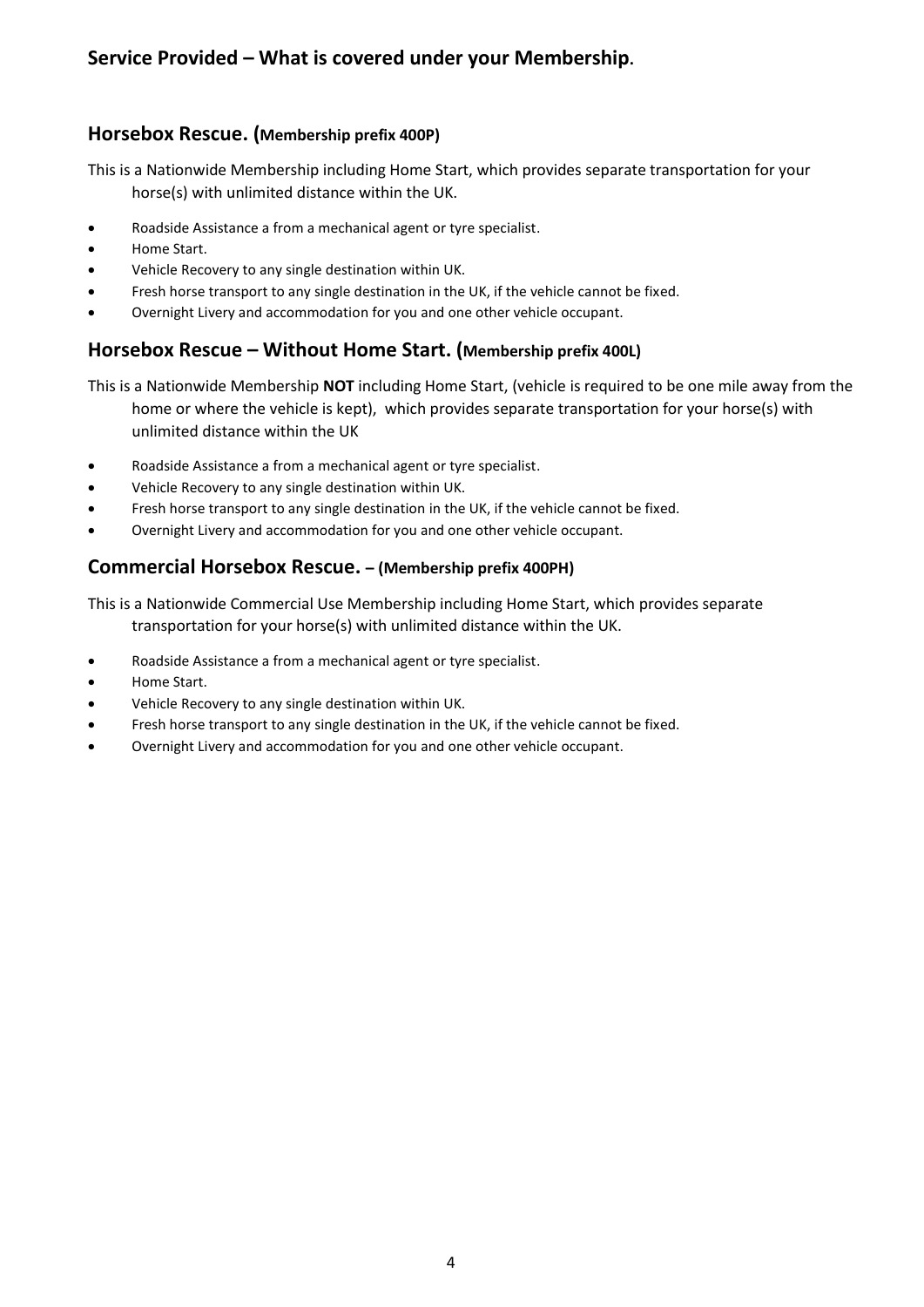## Service Provided – What is covered under your Membership.

### Horsebox Rescue. (Membership prefix 400P)

This is a Nationwide Membership including Home Start, which provides separate transportation for your horse(s) with unlimited distance within the UK.

- Roadside Assistance a from a mechanical agent or tyre specialist.
- Home Start.
- Vehicle Recovery to any single destination within UK.
- Fresh horse transport to any single destination in the UK, if the vehicle cannot be fixed.
- Overnight Livery and accommodation for you and one other vehicle occupant.

### Horsebox Rescue – Without Home Start. (Membership prefix 400L)

This is a Nationwide Membership **NOT** including Home Start, (vehicle is required to be one mile away from the home or where the vehicle is kept), which provides separate transportation for your horse(s) with unlimited distance within the UK

- Roadside Assistance a from a mechanical agent or tyre specialist.
- Vehicle Recovery to any single destination within UK.
- Fresh horse transport to any single destination in the UK, if the vehicle cannot be fixed.
- Overnight Livery and accommodation for you and one other vehicle occupant.

### Commercial Horsebox Rescue. – (Membership prefix 400PH)

This is a Nationwide Commercial Use Membership including Home Start, which provides separate transportation for your horse(s) with unlimited distance within the UK.

- Roadside Assistance a from a mechanical agent or tyre specialist.
- Home Start.
- Vehicle Recovery to any single destination within UK.
- Fresh horse transport to any single destination in the UK, if the vehicle cannot be fixed.
- Overnight Livery and accommodation for you and one other vehicle occupant.